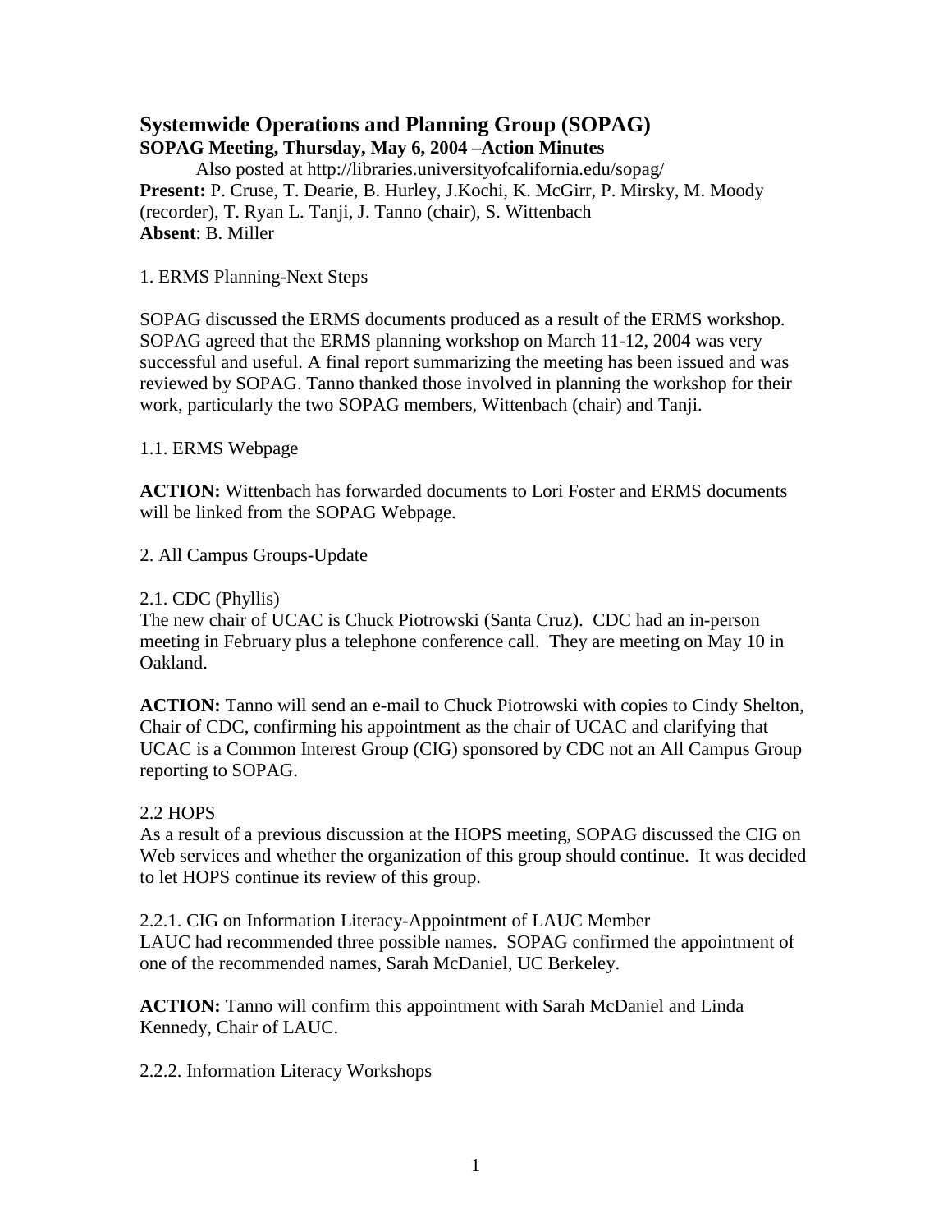# Systemwide Operations and Planning Group (SOPAG)

**SOPAG Meeting, Thursday, May 6, 2004 –Action Minutes**

Also posted at http://libraries.universityofcalifornia.edu/sopag/

**Present:** P. Cruse, T. Dearie, B. Hurley, J.Kochi, K. McGirr, P. Mirsky, M. Moody (recorder), T. Ryan L. Tanji, J. Tanno (chair), S. Wittenbach

**Absent**: B. Miller

1. ERMS Planning-Next Steps

SOPAG discussed the ERMS documents produced as a result of the ERMS workshop. SOPAG agreed that the ERMS planning workshop on March 11-12, 2004 was very successful and useful. A final report summarizing the meeting has been issued and was reviewed by SOPAG. Tanno thanked those involved in planning the workshop for their work, particularly the two SOPAG members, Wittenbach (chair) and Tanji.

1.1. ERMS Webpage

**ACTION:** Wittenbach has forwarded documents to Lori Foster and ERMS documents will be linked from the SOPAG Webpage.

2. All Campus Groups-Update

2.1. CDC (Phyllis)

The new chair of UCAC is Chuck Piotrowski (Santa Cruz). CDC had an in-person meeting in February plus a telephone conference call. They are meeting on May 10 in Oakland.

**ACTION:** Tanno will send an e-mail to Chuck Piotrowski with copies to Cindy Shelton, Chair of CDC, confirming his appointment as the chair of UCAC and clarifying that UCAC is a Common Interest Group (CIG) sponsored by CDC not an All Campus Group reporting to SOPAG.

2.2 HOPS

As a result of a previous discussion at the HOPS meeting, SOPAG discussed the CIG on Web services and whether the organization of this group should continue. It was decided to let HOPS continue its review of this group.

2.2.1. CIG on Information Literacy-Appointment of LAUC Member

LAUC had recommended three possible names. SOPAG confirmed the appointment of one of the recommended names, Sarah McDaniel, UC Berkeley.

**ACTION:** Tanno will confirm this appointment with Sarah McDaniel and Linda Kennedy, Chair of LAUC.

2.2.2. Information Literacy Workshops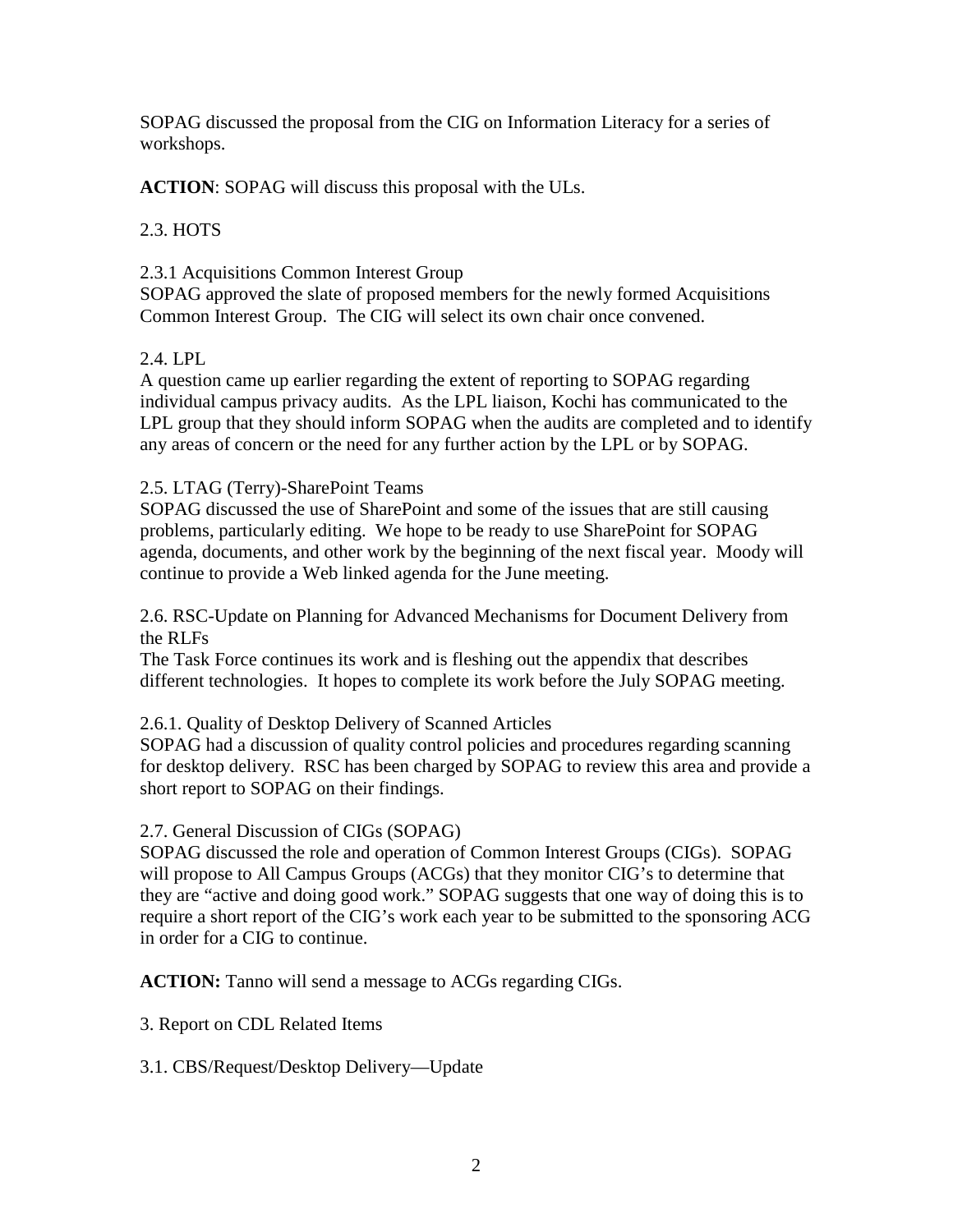SOPAG discussed the proposal from the CIG on Information Literacy for a series of workshops.

**ACTION**: SOPAG will discuss this proposal with the ULs.

2.3. HOTS

2.3.1 Acquisitions Common Interest Group
SOPAG approved the slate of proposed members for the newly formed Acquisitions Common Interest Group. The CIG will select its own chair once convened.

2.4. LPL
A question came up earlier regarding the extent of reporting to SOPAG regarding individual campus privacy audits. As the LPL liaison, Kochi has communicated to the LPL group that they should inform SOPAG when the audits are completed and to identify any areas of concern or the need for any further action by the LPL or by SOPAG.

2.5. LTAG (Terry)-SharePoint Teams
SOPAG discussed the use of SharePoint and some of the issues that are still causing problems, particularly editing. We hope to be ready to use SharePoint for SOPAG agenda, documents, and other work by the beginning of the next fiscal year. Moody will continue to provide a Web linked agenda for the June meeting.

2.6. RSC-Update on Planning for Advanced Mechanisms for Document Delivery from the RLFs
The Task Force continues its work and is fleshing out the appendix that describes different technologies. It hopes to complete its work before the July SOPAG meeting.

2.6.1. Quality of Desktop Delivery of Scanned Articles
SOPAG had a discussion of quality control policies and procedures regarding scanning for desktop delivery. RSC has been charged by SOPAG to review this area and provide a short report to SOPAG on their findings.

2.7. General Discussion of CIGs (SOPAG)
SOPAG discussed the role and operation of Common Interest Groups (CIGs). SOPAG will propose to All Campus Groups (ACGs) that they monitor CIG's to determine that they are "active and doing good work." SOPAG suggests that one way of doing this is to require a short report of the CIG's work each year to be submitted to the sponsoring ACG in order for a CIG to continue.

**ACTION:** Tanno will send a message to ACGs regarding CIGs.

3. Report on CDL Related Items

3.1. CBS/Request/Desktop Delivery—Update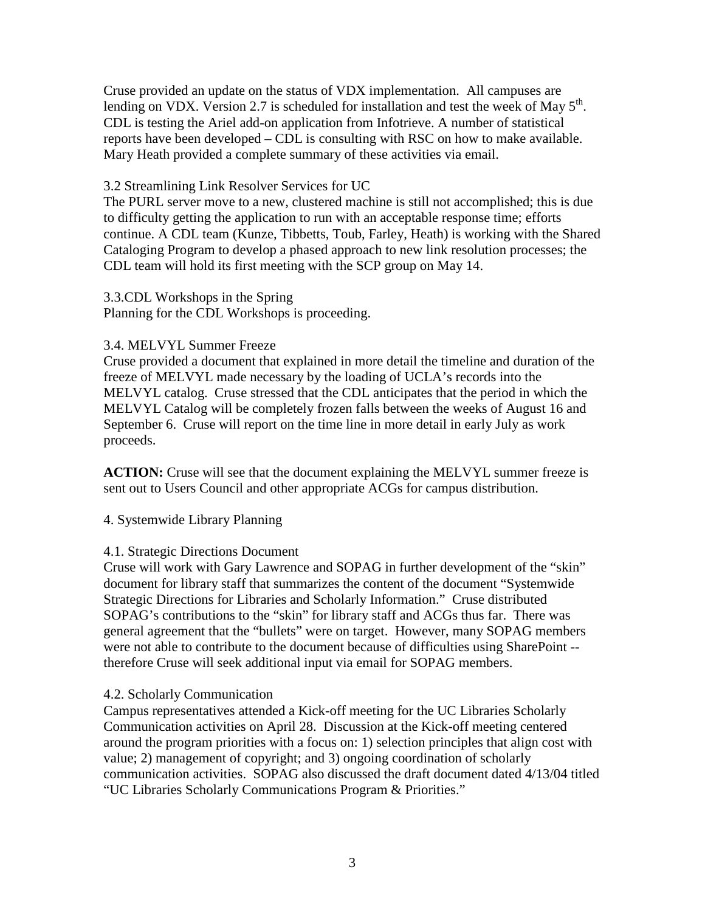Cruse provided an update on the status of VDX implementation. All campuses are lending on VDX. Version 2.7 is scheduled for installation and test the week of May 5th. CDL is testing the Ariel add-on application from Infotrieve. A number of statistical reports have been developed – CDL is consulting with RSC on how to make available. Mary Heath provided a complete summary of these activities via email.

3.2 Streamlining Link Resolver Services for UC

The PURL server move to a new, clustered machine is still not accomplished; this is due to difficulty getting the application to run with an acceptable response time; efforts continue. A CDL team (Kunze, Tibbetts, Toub, Farley, Heath) is working with the Shared Cataloging Program to develop a phased approach to new link resolution processes; the CDL team will hold its first meeting with the SCP group on May 14.

3.3.CDL Workshops in the Spring

Planning for the CDL Workshops is proceeding.

3.4. MELVYL Summer Freeze

Cruse provided a document that explained in more detail the timeline and duration of the freeze of MELVYL made necessary by the loading of UCLA's records into the MELVYL catalog. Cruse stressed that the CDL anticipates that the period in which the MELVYL Catalog will be completely frozen falls between the weeks of August 16 and September 6. Cruse will report on the time line in more detail in early July as work proceeds.

**ACTION:** Cruse will see that the document explaining the MELVYL summer freeze is sent out to Users Council and other appropriate ACGs for campus distribution.

4. Systemwide Library Planning

4.1. Strategic Directions Document

Cruse will work with Gary Lawrence and SOPAG in further development of the "skin" document for library staff that summarizes the content of the document "Systemwide Strategic Directions for Libraries and Scholarly Information." Cruse distributed SOPAG's contributions to the "skin" for library staff and ACGs thus far. There was general agreement that the "bullets" were on target. However, many SOPAG members were not able to contribute to the document because of difficulties using SharePoint -- therefore Cruse will seek additional input via email for SOPAG members.

4.2. Scholarly Communication

Campus representatives attended a Kick-off meeting for the UC Libraries Scholarly Communication activities on April 28. Discussion at the Kick-off meeting centered around the program priorities with a focus on: 1) selection principles that align cost with value; 2) management of copyright; and 3) ongoing coordination of scholarly communication activities. SOPAG also discussed the draft document dated 4/13/04 titled "UC Libraries Scholarly Communications Program & Priorities."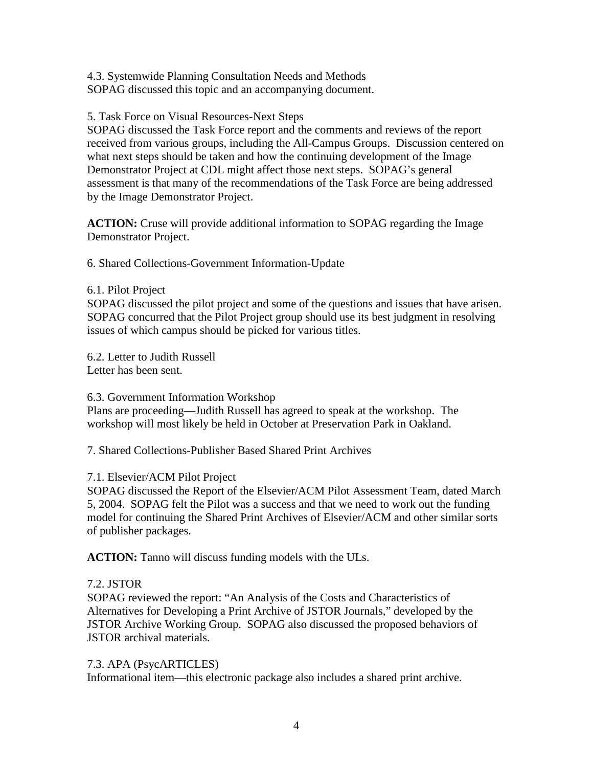4.3. Systemwide Planning Consultation Needs and Methods
SOPAG discussed this topic and an accompanying document.

5. Task Force on Visual Resources-Next Steps
SOPAG discussed the Task Force report and the comments and reviews of the report received from various groups, including the All-Campus Groups. Discussion centered on what next steps should be taken and how the continuing development of the Image Demonstrator Project at CDL might affect those next steps. SOPAG's general assessment is that many of the recommendations of the Task Force are being addressed by the Image Demonstrator Project.

**ACTION:** Cruse will provide additional information to SOPAG regarding the Image Demonstrator Project.

6. Shared Collections-Government Information-Update

6.1. Pilot Project
SOPAG discussed the pilot project and some of the questions and issues that have arisen. SOPAG concurred that the Pilot Project group should use its best judgment in resolving issues of which campus should be picked for various titles.

6.2. Letter to Judith Russell
Letter has been sent.

6.3. Government Information Workshop
Plans are proceeding—Judith Russell has agreed to speak at the workshop. The workshop will most likely be held in October at Preservation Park in Oakland.

7. Shared Collections-Publisher Based Shared Print Archives

7.1. Elsevier/ACM Pilot Project
SOPAG discussed the Report of the Elsevier/ACM Pilot Assessment Team, dated March 5, 2004. SOPAG felt the Pilot was a success and that we need to work out the funding model for continuing the Shared Print Archives of Elsevier/ACM and other similar sorts of publisher packages.

**ACTION:** Tanno will discuss funding models with the ULs.

7.2. JSTOR
SOPAG reviewed the report: "An Analysis of the Costs and Characteristics of Alternatives for Developing a Print Archive of JSTOR Journals," developed by the JSTOR Archive Working Group. SOPAG also discussed the proposed behaviors of JSTOR archival materials.

7.3. APA (PsycARTICLES)
Informational item—this electronic package also includes a shared print archive.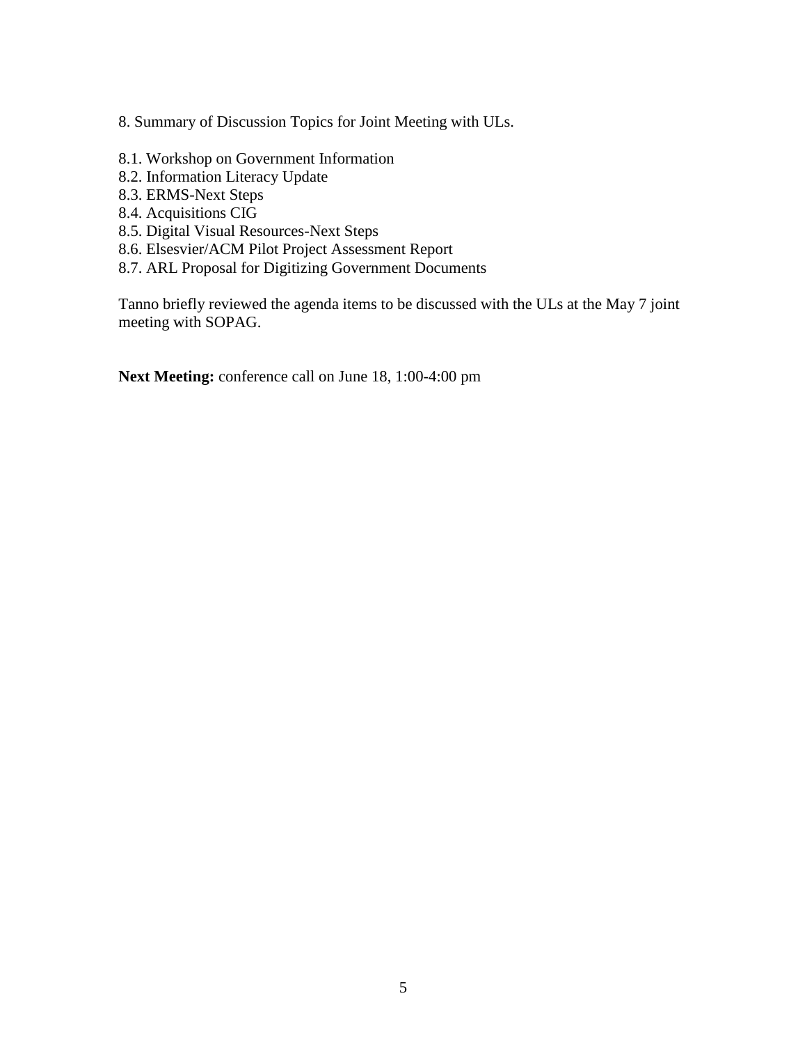8. Summary of Discussion Topics for Joint Meeting with ULs.

8.1. Workshop on Government Information
8.2. Information Literacy Update
8.3. ERMS-Next Steps
8.4. Acquisitions CIG
8.5. Digital Visual Resources-Next Steps
8.6. Elsesvier/ACM Pilot Project Assessment Report
8.7. ARL Proposal for Digitizing Government Documents

Tanno briefly reviewed the agenda items to be discussed with the ULs at the May 7 joint meeting with SOPAG.

**Next Meeting:** conference call on June 18, 1:00-4:00 pm